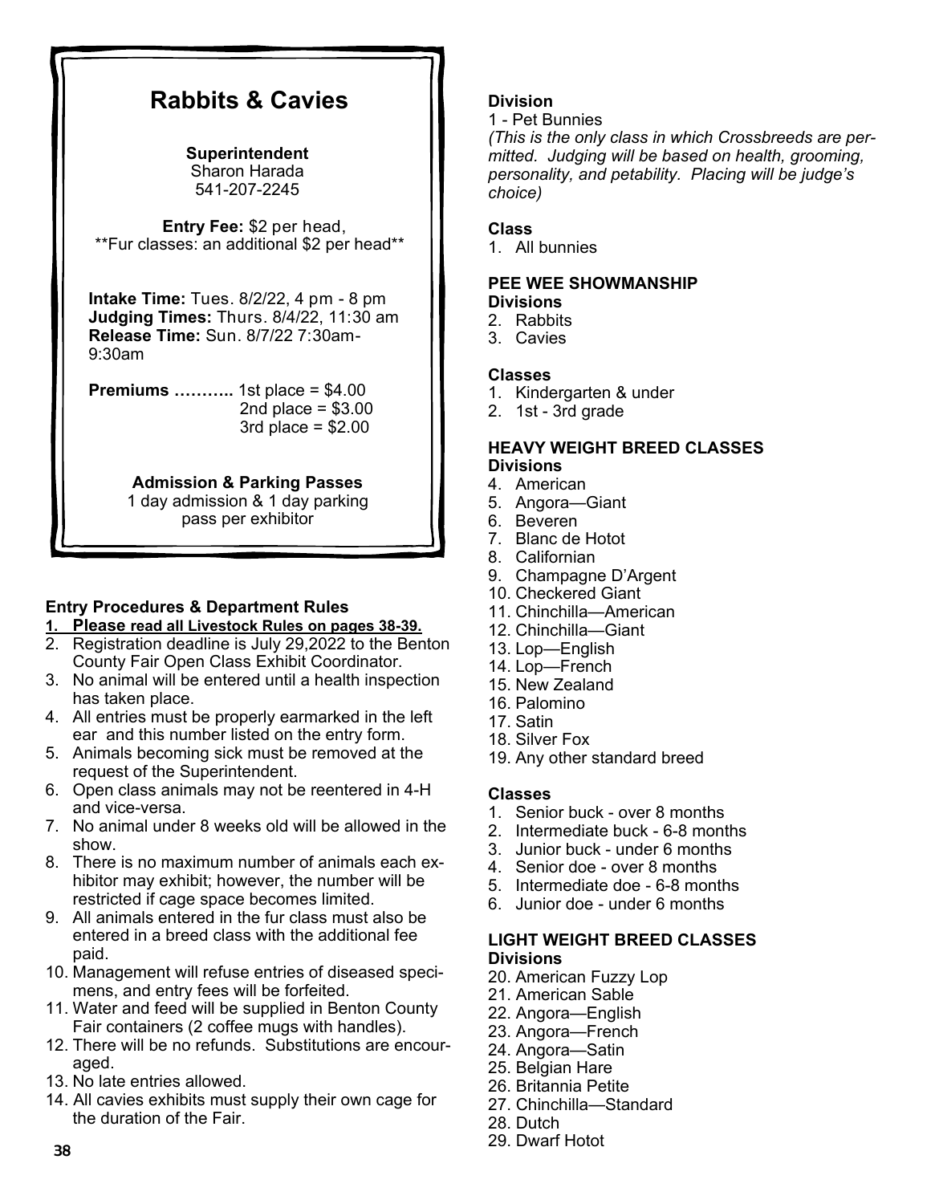# Rabbits & Cavies

**Superintendent**
Sharon Harada
541-207-2245

**Entry Fee:** $2 per head,
**Fur classes: an additional $2 per head**

**Intake Time:** Tues. 8/2/22, 4 pm - 8 pm
**Judging Times:** Thurs. 8/4/22, 11:30 am
**Release Time:** Sun. 8/7/22 7:30am-9:30am

**Premiums ………..** 1st place = $4.00
2nd place = $3.00
3rd place = $2.00

**Admission & Parking Passes**
1 day admission & 1 day parking pass per exhibitor

## Entry Procedures & Department Rules

1. **Please read all Livestock Rules on pages 38-39.**
2. Registration deadline is July 29,2022 to the Benton County Fair Open Class Exhibit Coordinator.
3. No animal will be entered until a health inspection has taken place.
4. All entries must be properly earmarked in the left ear and this number listed on the entry form.
5. Animals becoming sick must be removed at the request of the Superintendent.
6. Open class animals may not be reentered in 4-H and vice-versa.
7. No animal under 8 weeks old will be allowed in the show.
8. There is no maximum number of animals each exhibitor may exhibit; however, the number will be restricted if cage space becomes limited.
9. All animals entered in the fur class must also be entered in a breed class with the additional fee paid.
10. Management will refuse entries of diseased specimens, and entry fees will be forfeited.
11. Water and feed will be supplied in Benton County Fair containers (2 coffee mugs with handles).
12. There will be no refunds. Substitutions are encouraged.
13. No late entries allowed.
14. All cavies exhibits must supply their own cage for the duration of the Fair.

**Division**
1 - Pet Bunnies
*(This is the only class in which Crossbreeds are permitted. Judging will be based on health, grooming, personality, and petability. Placing will be judge's choice)*

**Class**
1. All bunnies

**PEE WEE SHOWMANSHIP**
**Divisions**
2. Rabbits
3. Cavies

**Classes**
1. Kindergarten & under
2. 1st - 3rd grade

**HEAVY WEIGHT BREED CLASSES**
**Divisions**
4. American
5. Angora—Giant
6. Beveren
7. Blanc de Hotot
8. Californian
9. Champagne D'Argent
10. Checkered Giant
11. Chinchilla—American
12. Chinchilla—Giant
13. Lop—English
14. Lop—French
15. New Zealand
16. Palomino
17. Satin
18. Silver Fox
19. Any other standard breed

**Classes**
1. Senior buck - over 8 months
2. Intermediate buck - 6-8 months
3. Junior buck - under 6 months
4. Senior doe - over 8 months
5. Intermediate doe - 6-8 months
6. Junior doe - under 6 months

**LIGHT WEIGHT BREED CLASSES**
**Divisions**
20. American Fuzzy Lop
21. American Sable
22. Angora—English
23. Angora—French
24. Angora—Satin
25. Belgian Hare
26. Britannia Petite
27. Chinchilla—Standard
28. Dutch
29. Dwarf Hotot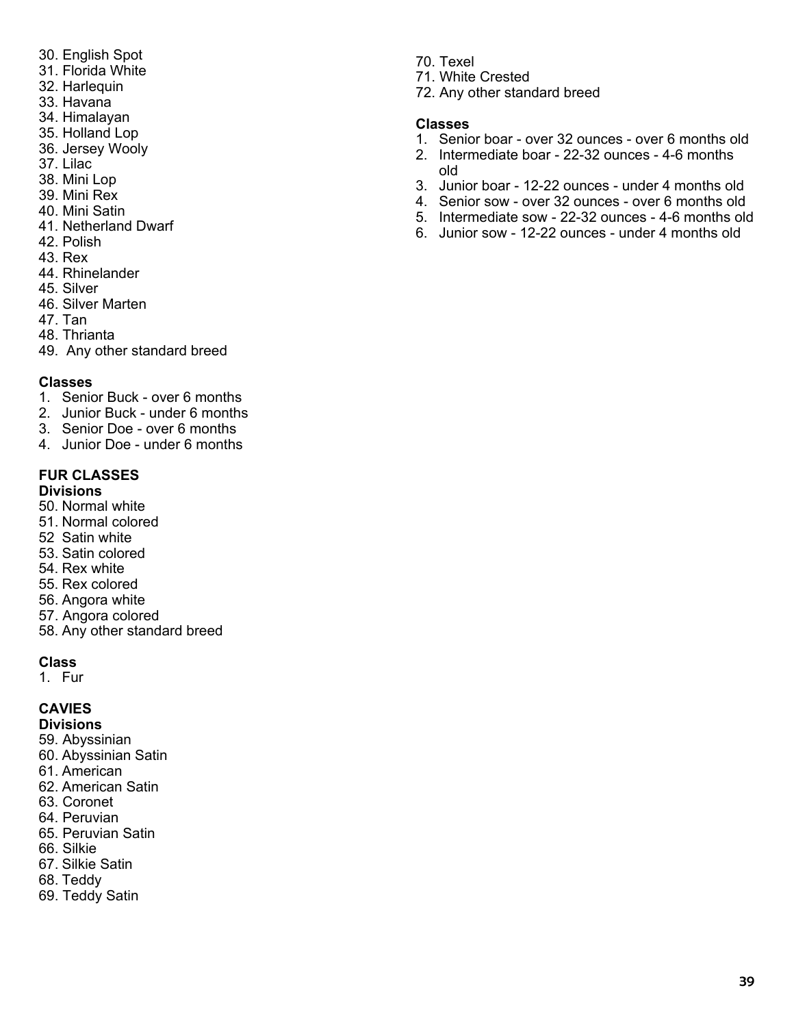30. English Spot
31. Florida White
32. Harlequin
33. Havana
34. Himalayan
35. Holland Lop
36. Jersey Wooly
37. Lilac
38. Mini Lop
39. Mini Rex
40. Mini Satin
41. Netherland Dwarf
42. Polish
43. Rex
44. Rhinelander
45. Silver
46. Silver Marten
47. Tan
48. Thrianta
49. Any other standard breed

**Classes**

1. Senior Buck - over 6 months
2. Junior Buck - under 6 months
3. Senior Doe - over 6 months
4. Junior Doe - under 6 months

**FUR CLASSES**

**Divisions**

50. Normal white
51. Normal colored
52 Satin white
53. Satin colored
54. Rex white
55. Rex colored
56. Angora white
57. Angora colored
58. Any other standard breed

**Class**

1. Fur

**CAVIES**

**Divisions**

59. Abyssinian
60. Abyssinian Satin
61. American
62. American Satin
63. Coronet
64. Peruvian
65. Peruvian Satin
66. Silkie
67. Silkie Satin
68. Teddy
69. Teddy Satin
70. Texel
71. White Crested
72. Any other standard breed

**Classes**

1. Senior boar - over 32 ounces - over 6 months old
2. Intermediate boar - 22-32 ounces - 4-6 months old
3. Junior boar - 12-22 ounces - under 4 months old
4. Senior sow - over 32 ounces - over 6 months old
5. Intermediate sow - 22-32 ounces - 4-6 months old
6. Junior sow - 12-22 ounces - under 4 months old